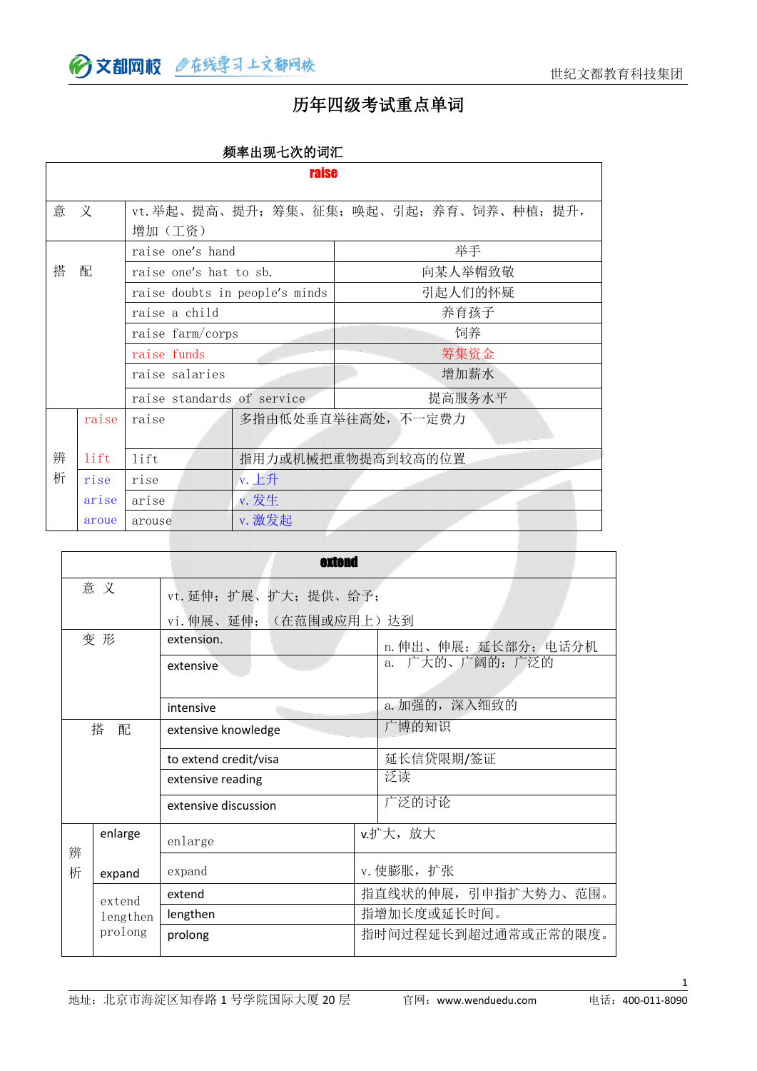# 历年四级考试重点单词

## 频率出现七次的词汇

| raise | | | |
|---|---|---|---|
| 意　义 | vt.举起、提高、提升；筹集、征集；唤起、引起；养育、饲养、种植；提升，增加（工资） | | |
| 搭　配 | raise one’s hand | 举手 | |
| | raise one’s hat to sb. | 向某人举帽致敬 | |
| | raise doubts in people’s minds | 引起人们的怀疑 | |
| | raise a child | 养育孩子 | |
| | raise farm/corps | 饲养 | |
| | raise funds | 筹集资金 | |
| | raise salaries | 增加薪水 | |
| | raise standards of service | 提高服务水平 | |
| 辨析 | raise | raise | 多指由低处垂直举往高处，不一定费力 |
| | lift | lift | 指用力或机械把重物提高到较高的位置 |
| | rise | rise | v. 上升 |
| | arise | arise | v. 发生 |
| | aroue | arouse | v. 激发起 |

| extend | | | |
|---|---|---|---|
| 意　义 | vt.延伸；扩展、扩大；提供、给予；<br>vi.伸展、延伸；（在范围或应用上）达到 | | |
| 变　形 | extension. | n.伸出、伸展；延长部分；电话分机 | |
| | extensive | a. 广大的、广阔的；广泛的 | |
| | intensive | a.加强的，深入细致的 | |
| 搭　配 | extensive knowledge | 广博的知识 | |
| | to extend credit/visa | 延长信贷限期/签证 | |
| | extensive reading | 泛读 | |
| | extensive discussion | 广泛的讨论 | |
| 辨析 | enlarge | enlarge | v.扩大，放大 |
| | expand | expand | v. 使膨胀，扩张 |
| | extend<br>lengthen<br>prolong | extend | 指直线状的伸展，引申指扩大势力、范围。 |
| | | lengthen | 指增加长度或延长时间。 |
| | | prolong | 指时间过程延长到超过通常或正常的限度。 |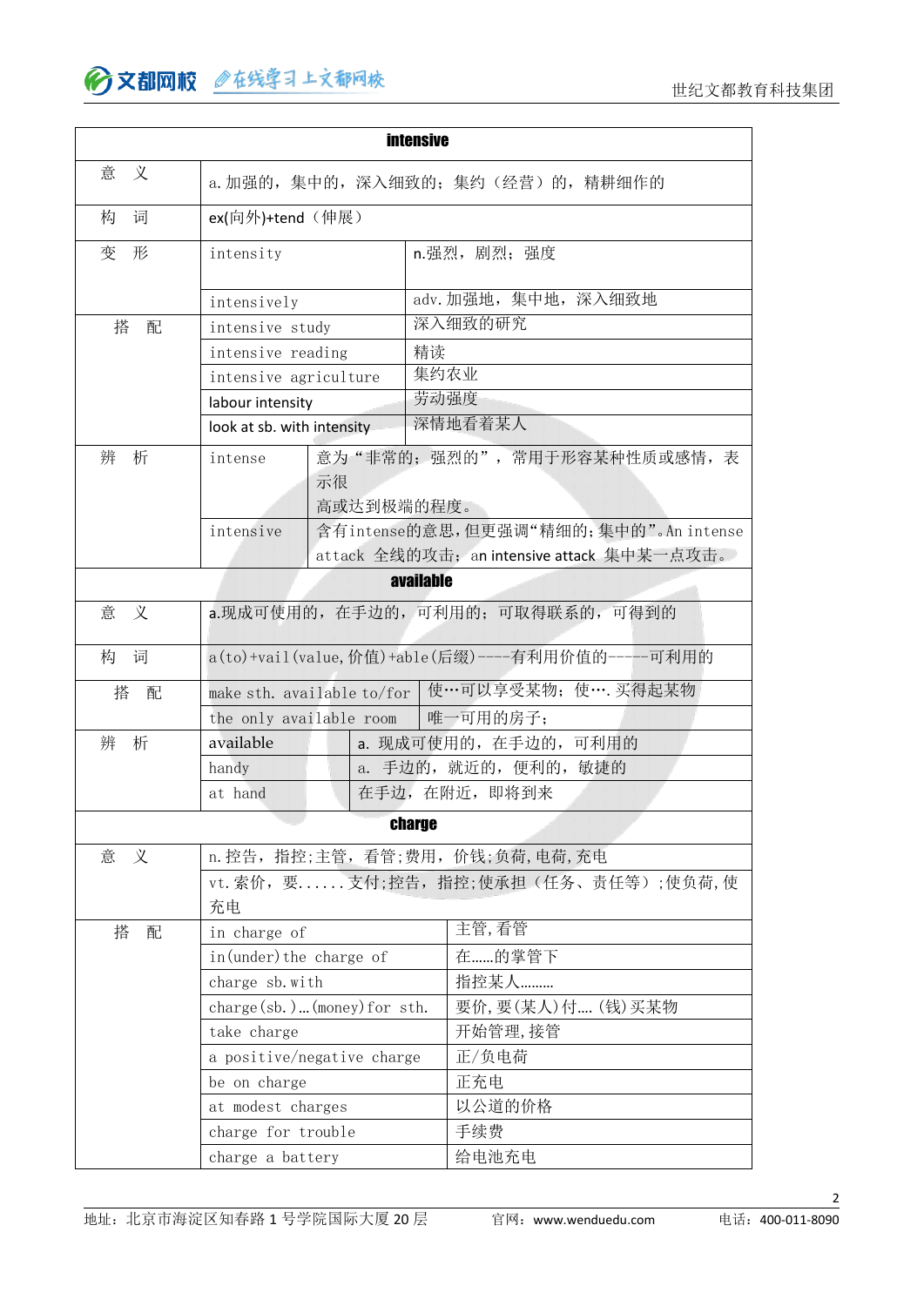| intensive | | |
|---|---|---|
| 意　义 | a.加强的，集中的，深入细致的；集约（经营）的，精耕细作的 | |
| 构　词 | ex(向外)+tend（伸展） | |
| 变　形 | intensity | n.强烈，剧烈；强度 |
| | intensively | adv.加强地，集中地，深入细致地 |
| 搭　配 | intensive study | 深入细致的研究 |
| | intensive reading | 精读 |
| | intensive agriculture | 集约农业 |
| | labour intensity | 劳动强度 |
| | look at sb. with intensity | 深情地看着某人 |
| 辨　析 | intense | 意为“非常的；强烈的”，常用于形容某种性质或感情，表示很高或达到极端的程度。 |
| | intensive | 含有intense的意思，但更强调“精细的；集中的”。An intense attack 全线的攻击；an intensive attack 集中某一点攻击。 |

| available | | |
|---|---|---|
| 意　义 | a.现成可使用的，在手边的，可利用的；可取得联系的，可得到的 | |
| 构　词 | a(to)+vail(value,价值)+able(后缀)----有利用价值的-----可利用的 | |
| 搭　配 | make sth. available to/for | 使…可以享受某物；使….买得起某物 |
| | the only available room | 唯一可用的房子； |
| 辨　析 | available | a. 现成可使用的，在手边的，可利用的 |
| | handy | a. 手边的，就近的，便利的，敏捷的 |
| | at hand | 在手边，在附近，即将到来 |

| charge | | |
|---|---|---|
| 意　义 | n.控告，指控;主管，看管;费用，价钱;负荷,电荷,充电 | |
| | vt.索价，要......支付;控告，指控;使承担（任务、责任等）;使负荷,使充电 | |
| 搭　配 | in charge of | 主管,看管 |
| | in(under)the charge of | 在......的掌管下 |
| | charge sb.with | 指控某人......... |
| | charge(sb.)…(money)for sth. | 要价,要(某人)付....(钱)买某物 |
| | take charge | 开始管理,接管 |
| | a positive/negative charge | 正/负电荷 |
| | be on charge | 正充电 |
| | at modest charges | 以公道的价格 |
| | charge for trouble | 手续费 |
| | charge a battery | 给电池充电 |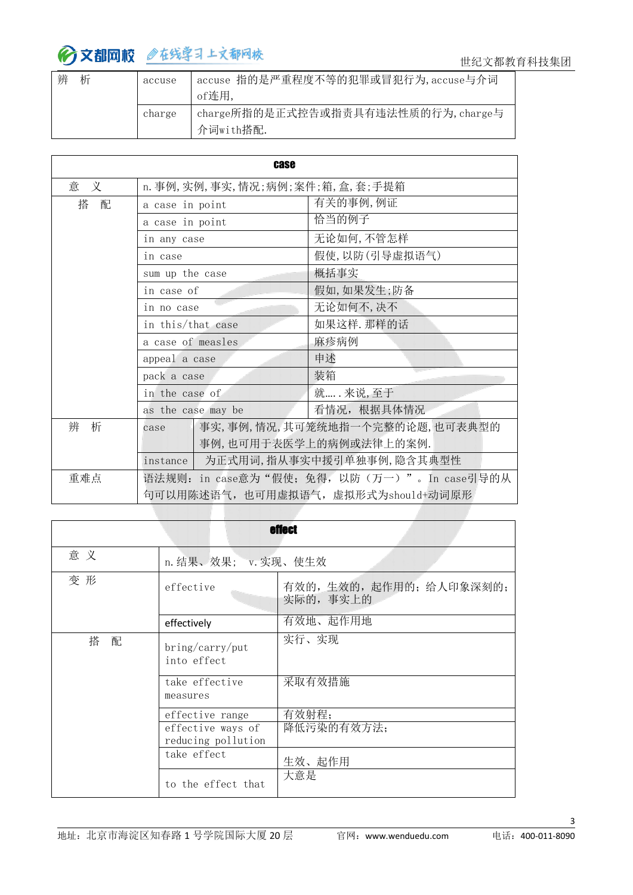| 辨 析 | accuse | accuse 指的是严重程度不等的犯罪或冒犯行为,accuse与介词of连用, |
|---|---|---|
| | charge | charge所指的是正式控告或指责具有违法性质的行为,charge与介词with搭配. |

| **case** | | |
|---|---|---|
| 意 义 | n.事例,实例,事实,情况;病例;案件;箱,盒,套;手提箱 | |
| 搭 配 | a case in point | 有关的事例,例证 |
| | a case in point | 恰当的例子 |
| | in any case | 无论如何,不管怎样 |
| | in case | 假使,以防(引导虚拟语气) |
| | sum up the case | 概括事实 |
| | in case of | 假如,如果发生;防备 |
| | in no case | 无论如何不,决不 |
| | in this/that case | 如果这样.那样的话 |
| | a case of measles | 麻疹病例 |
| | appeal a case | 申述 |
| | pack a case | 装箱 |
| | in the case of | 就…..来说,至于 |
| | as the case may be | 看情况, 根据具体情况 |
| 辨 析 | case | 事实,事例,情况,其可笼统地指一个完整的论题,也可表典型的事例,也可用于表医学上的病例或法律上的案例. |
| | instance | 为正式用词,指从事实中援引单独事例,隐含其典型性 |
| 重难点 | 语法规则: in case意为“假使; 免得, 以防(万一)”。In case引导的从句可以用陈述语气, 也可用虚拟语气, 虚拟形式为should+动词原形 | |

| **effect** | | |
|---|---|---|
| 意 义 | n.结果、效果; v.实现、使生效 | |
| 变 形 | effective | 有效的, 生效的, 起作用的; 给人印象深刻的; 实际的, 事实上的 |
| | effectively | 有效地、起作用地 |
| 搭 配 | bring/carry/put into effect | 实行、实现 |
| | take effective measures | 采取有效措施 |
| | effective range | 有效射程; |
| | effective ways of reducing pollution | 降低污染的有效方法; |
| | take effect | 生效、起作用 |
| | to the effect that | 大意是 |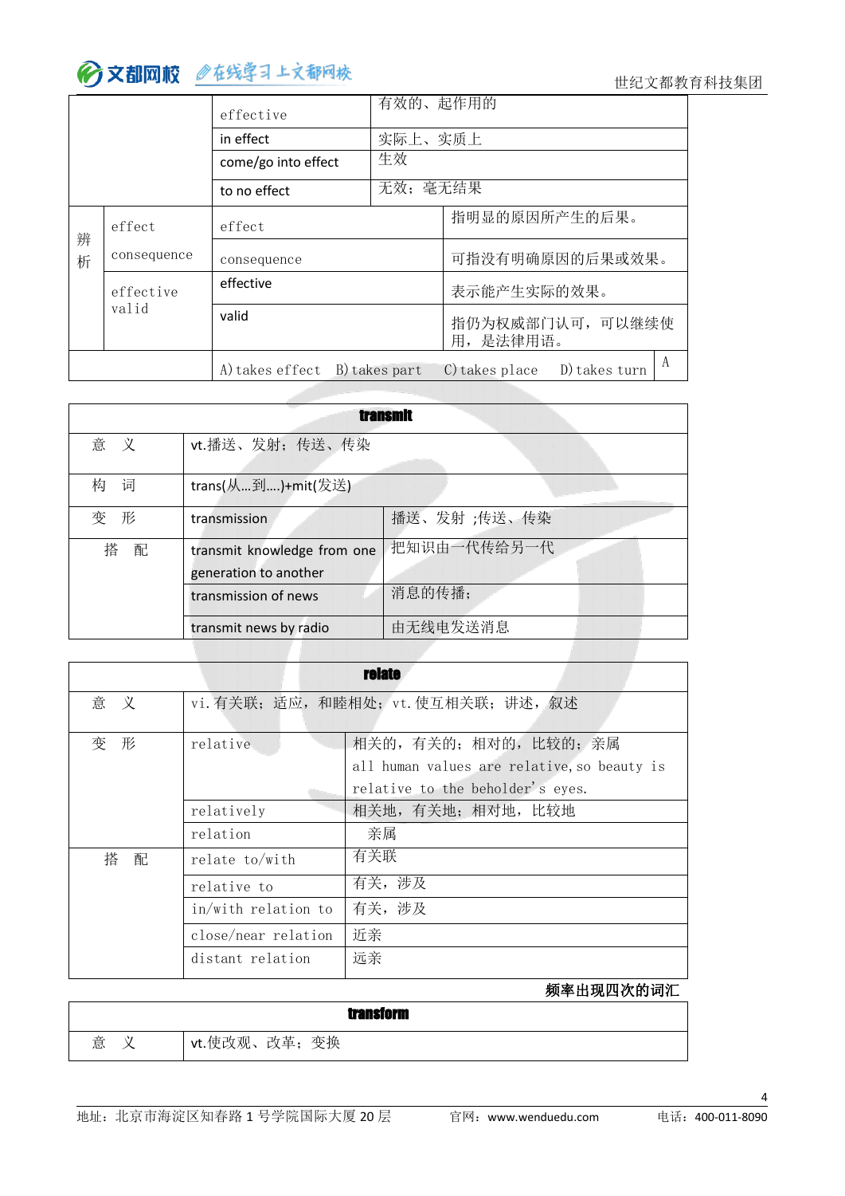| | | | |
|---|---|---|---|
| | | effective | 有效的、起作用的 |
| | | in effect | 实际上、实质上 |
| | | come/go into effect | 生效 |
| | | to no effect | 无效；毫无结果 |
| 辨析 | effect<br>consequence | effect | 指明显的原因所产生的后果。 |
| | | consequence | 可指没有明确原因的后果或效果。 |
| | effective<br>valid | effective | 表示能产生实际的效果。 |
| | | valid | 指仍为权威部门认可，可以继续使用，是法律用语。 |
| | | A) takes effect　B) takes part　C) takes place　D) takes turn | A |

| transmit | | |
|---|---|---|
| 意　义 | vt.播送、发射；传送、传染 | |
| 构　词 | trans(从…到….)+mit(发送) | |
| 变　形 | transmission | 播送、发射 ;传送、传染 |
| 搭　配 | transmit knowledge from one generation to another | 把知识由一代传给另一代 |
| | transmission of news | 消息的传播; |
| | transmit news by radio | 由无线电发送消息 |

| relate | | |
|---|---|---|
| 意　义 | vi.有关联；适应，和睦相处；vt.使互相关联；讲述，叙述 | |
| 变　形 | relative | 相关的，有关的；相对的，比较的；亲属<br>all human values are relative, so beauty is relative to the beholder's eyes. |
| | relatively | 相关地，有关地；相对地，比较地 |
| | relation | 亲属 |
| 搭　配 | relate to/with | 有关联 |
| | relative to | 有关，涉及 |
| | in/with relation to | 有关，涉及 |
| | close/near relation | 近亲 |
| | distant relation | 远亲 |

**频率出现四次的词汇**

| transform | |
|---|---|
| 意　义 | vt.使改观、改革；变换 |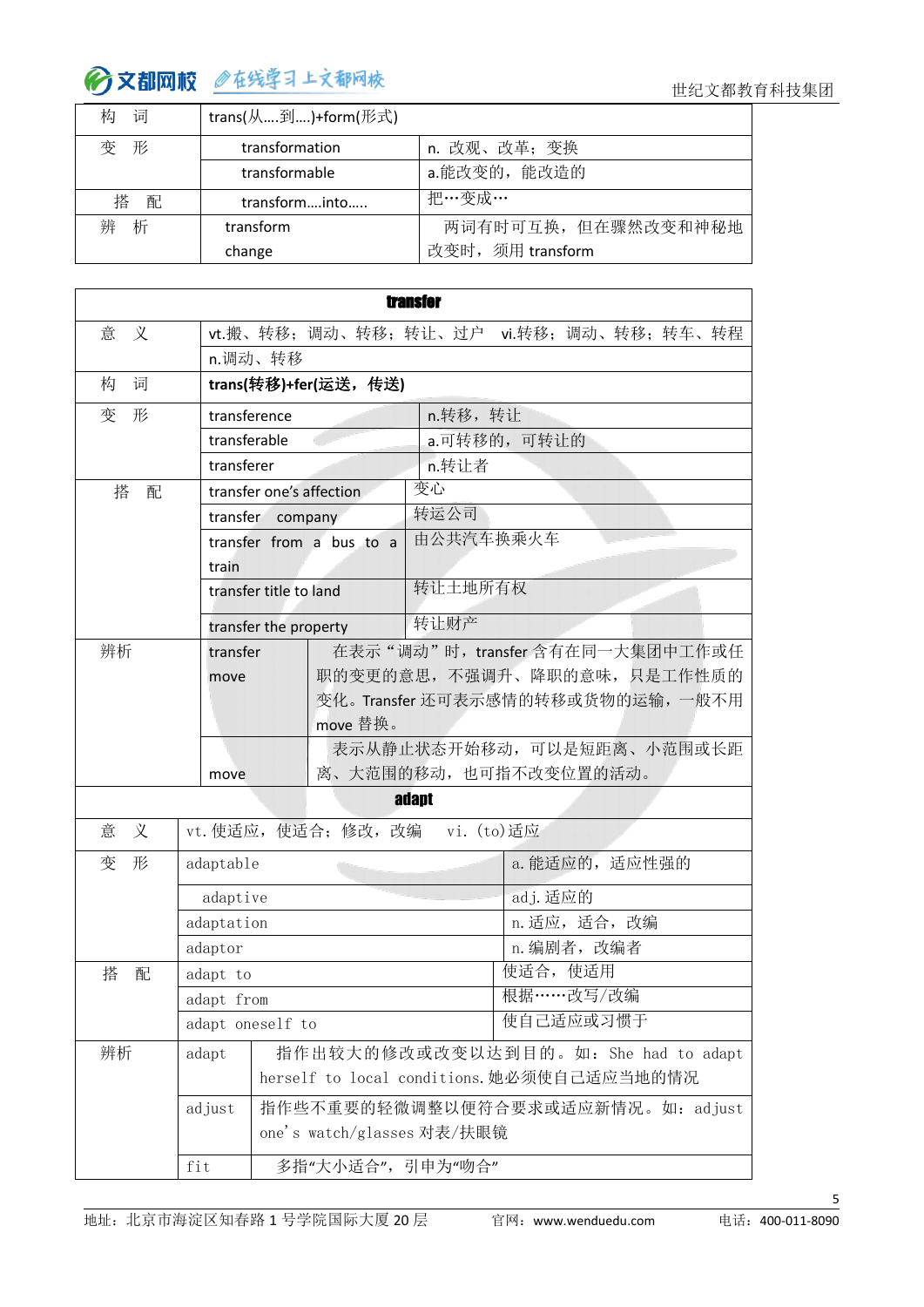| 构　词 | trans(从….到….)+form(形式) | |
|---|---|---|
| 变　形 | transformation | n. 改观、改革；变换 |
| | transformable | a.能改变的，能改造的 |
| 搭　配 | transform….into….. | 把…变成… |
| 辨　析 | transform<br>change | 两词有时可互换，但在骤然改变和神秘地改变时，须用 transform |

| transfer | | |
|---|---|---|
| 意　义 | vt.搬、转移；调动、转移；转让、过户　vi.转移；调动、转移；转车、转程<br>n.调动、转移 | |
| 构　词 | **trans(转移)+fer(运送，传送)** | |
| 变　形 | transference | n.转移，转让 |
| | transferable | a.可转移的，可转让的 |
| | transferer | n.转让者 |
| 搭　配 | transfer one's affection | 变心 |
| | transfer　company | 转运公司 |
| | transfer from a bus to a train | 由公共汽车换乘火车 |
| | transfer title to land | 转让土地所有权 |
| | transfer the property | 转让财产 |
| 辨析 | transfer<br>move | 在表示"调动"时，transfer 含有在同一大集团中工作或任职的变更的意思，不强调升、降职的意味，只是工作性质的变化。Transfer 还可表示感情的转移或货物的运输，一般不用 move 替换。 |
| | move | 表示从静止状态开始移动，可以是短距离、小范围或长距离、大范围的移动，也可指不改变位置的活动。 |

| adapt | | |
|---|---|---|
| 意　义 | vt.使适应，使适合；修改，改编　vi.(to)适应 | |
| 变　形 | adaptable | a.能适应的，适应性强的 |
| | adaptive | adj.适应的 |
| | adaptation | n.适应，适合，改编 |
| | adaptor | n.编剧者，改编者 |
| 搭　配 | adapt to | 使适合，使适用 |
| | adapt from | 根据……改写/改编 |
| | adapt oneself to | 使自己适应或习惯于 |
| 辨析 | adapt | 指作出较大的修改或改变以达到目的。如：She had to adapt herself to local conditions.她必须使自己适应当地的情况 |
| | adjust | 指作些不重要的轻微调整以便符合要求或适应新情况。如：adjust one's watch/glasses 对表/扶眼镜 |
| | fit | 多指"大小适合"，引申为"吻合" |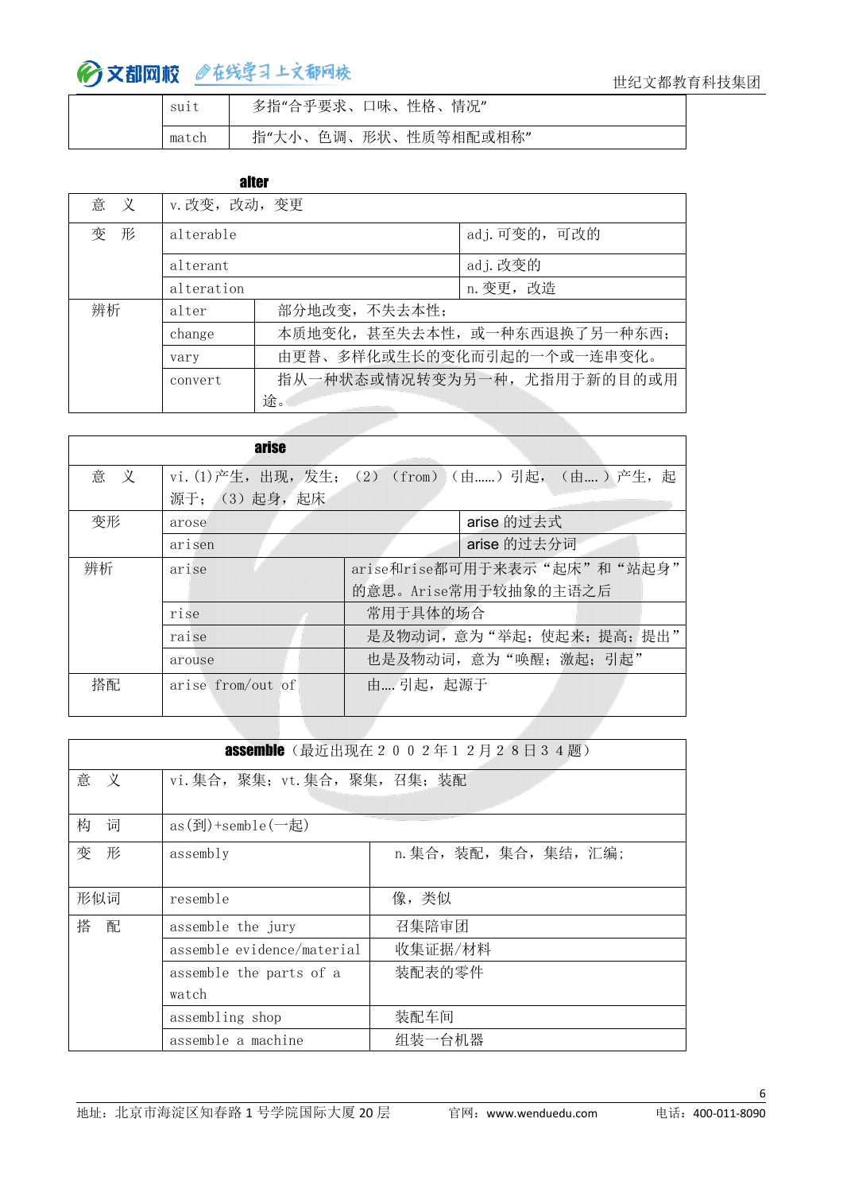| | | |
|---|---|---|
| | suit | 多指"合乎要求、口味、性格、情况" |
| | match | 指"大小、色调、形状、性质等相配或相称" |

**alter**

| 意　义 | v.改变，改动，变更 | |
|---|---|---|
| 变　形 | alterable | adj.可变的，可改的 |
| | alterant | adj.改变的 |
| | alteration | n.变更，改造 |
| 辨析 | alter | 部分地改变，不失去本性； |
| | change | 本质地变化，甚至失去本性，或一种东西退换了另一种东西； |
| | vary | 由更替、多样化或生长的变化而引起的一个或一连串变化。 |
| | convert | 指从一种状态或情况转变为另一种，尤指用于新的目的或用途。 |

| **arise** | | |
|---|---|---|
| 意　义 | vi.(1)产生，出现，发生；（2）（from）（由……）引起，（由…）产生，起源于；（3）起身，起床 | |
| 变形 | arose | arise 的过去式 |
| | arisen | arise 的过去分词 |
| 辨析 | arise | arise和rise都可用于来表示"起床"和"站起身"的意思。Arise常用于较抽象的主语之后 |
| | rise | 常用于具体的场合 |
| | raise | 是及物动词，意为"举起；使起来；提高；提出" |
| | arouse | 也是及物动词，意为"唤醒；激起；引起" |
| 搭配 | arise from/out of | 由….引起，起源于 |

| **assemble**（最近出现在２００２年１２月２８日３４题） | | |
|---|---|---|
| 意　义 | vi.集合，聚集；vt.集合，聚集，召集；装配 | |
| 构　词 | as(到)+semble(一起) | |
| 变　形 | assembly | n.集合，装配，集合，集结，汇编； |
| 形似词 | resemble | 像，类似 |
| 搭　配 | assemble the jury | 召集陪审团 |
| | assemble evidence/material | 收集证据/材料 |
| | assemble the parts of a watch | 装配表的零件 |
| | assembling shop | 装配车间 |
| | assemble a machine | 组装一台机器 |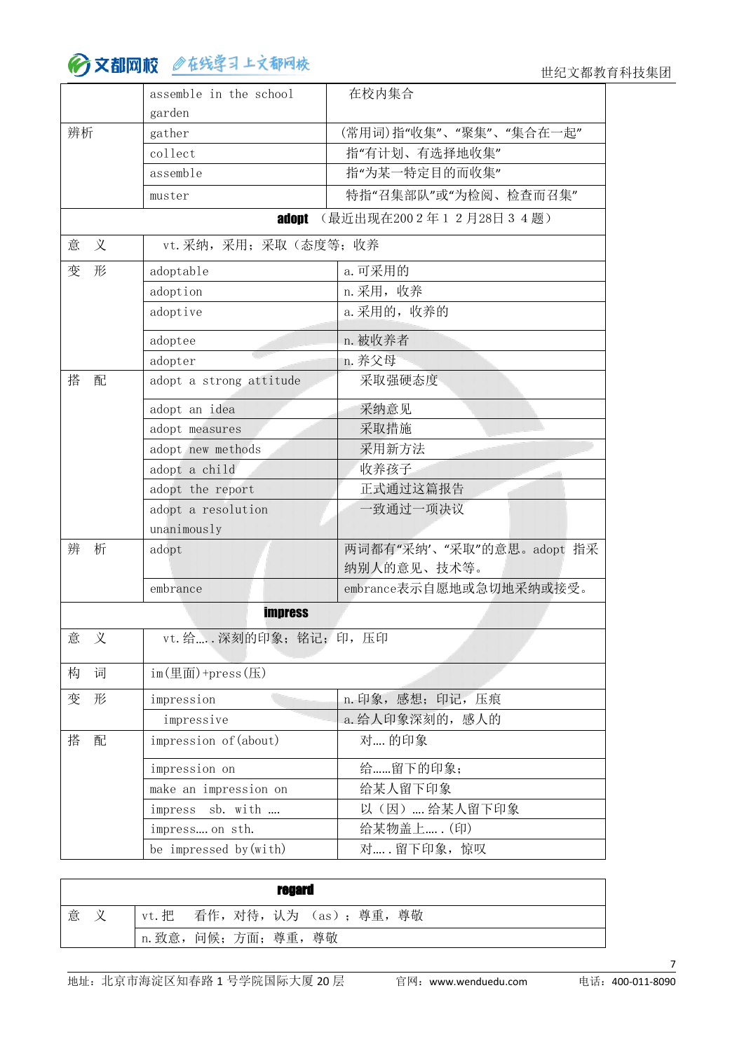| | | |
|---|---|---|
| | assemble in the school garden | 在校内集合 |
| 辨析 | gather | (常用词)指"收集"、"聚集"、"集合在一起" |
| | collect | 指"有计划、有选择地收集" |
| | assemble | 指"为某一特定目的而收集" |
| | muster | 特指"召集部队"或"为检阅、检查而召集" |

| **adopt** （最近出现在2002年12月28日34题） | | |
|---|---|---|
| 意　义 | vt.采纳，采用；采取（态度等；收养 | |
| 变　形 | adoptable | a.可采用的 |
| | adoption | n.采用，收养 |
| | adoptive | a.采用的，收养的 |
| | adoptee | n.被收养者 |
| | adopter | n.养父母 |
| 搭　配 | adopt a strong attitude | 采取强硬态度 |
| | adopt an idea | 采纳意见 |
| | adopt measures | 采取措施 |
| | adopt new methods | 采用新方法 |
| | adopt a child | 收养孩子 |
| | adopt the report | 正式通过这篇报告 |
| | adopt a resolution unanimously | 一致通过一项决议 |
| 辨　析 | adopt | 两词都有"采纳'、"采取"的意思。adopt 指采纳别人的意见、技术等。 |
| | embrance | embrance表示自愿地或急切地采纳或接受。 |

| **impress** | | |
|---|---|---|
| 意　义 | vt.给…..深刻的印象；铭记；印，压印 | |
| 构　词 | im(里面)+press(压) | |
| 变　形 | impression | n.印象，感想；印记，压痕 |
| | impressive | a.给人印象深刻的，感人的 |
| 搭　配 | impression of(about) | 对….的印象 |
| | impression on | 给……留下的印象； |
| | make an impression on | 给某人留下印象 |
| | impress sb. with …. | 以（因）….给某人留下印象 |
| | impress…. on sth. | 给某物盖上…..(印) |
| | be impressed by(with) | 对…..留下印象，惊叹 |

| **regard** | |
|---|---|
| 意　义 | vt.把　看作，对待，认为 （as）；尊重，尊敬 |
| | n.致意，问候；方面；尊重，尊敬 |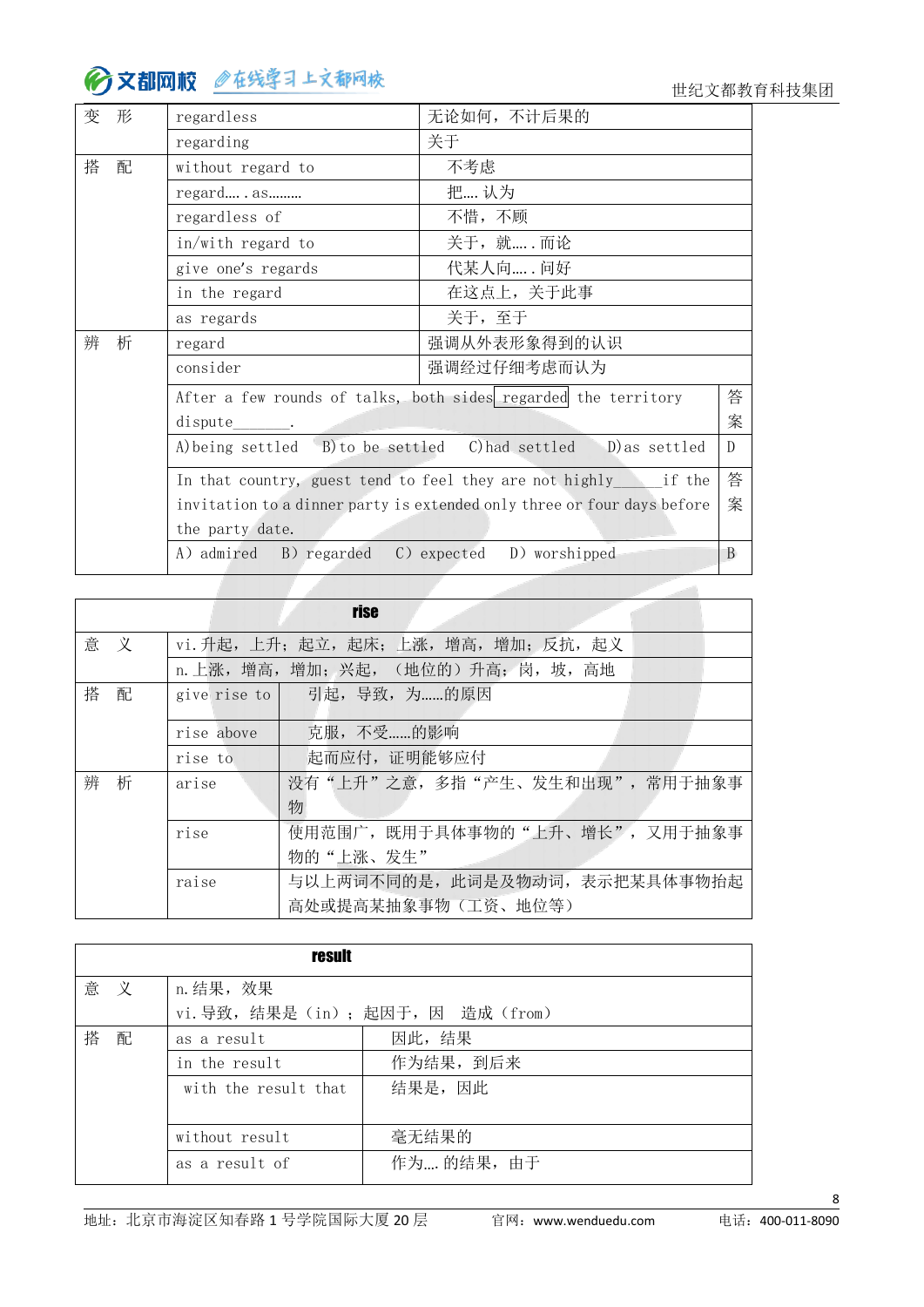| | | | |
|---|---|---|---|
| 变　形 | regardless | 无论如何，不计后果的 | |
| | regarding | 关于 | |
| 搭　配 | without regard to | 不考虑 | |
| | regard…. . as……… | 把…. 认为 | |
| | regardless of | 不惜，不顾 | |
| | in/with regard to | 关于，就…. . 而论 | |
| | give one's regards | 代某人向…. . 问好 | |
| | in the regard | 在这点上，关于此事 | |
| | as regards | 关于，至于 | |
| 辨　析 | regard | 强调从外表形象得到的认识 | |
| | consider | 强调经过仔细考虑而认为 | |
| | After a few rounds of talks, both sides regarded the territory dispute_______. | | 答案 |
| | A)being settled　B)to be settled　C)had settled　D)as settled | | D |
| | In that country, guest tend to feel they are not highly_____if the invitation to a dinner party is extended only three or four days before the party date. | | 答案 |
| | A) admired　B) regarded　C) expected　D) worshipped | | B |

| rise | | |
|---|---|---|
| 意　义 | vi.升起，上升；起立，起床；上涨，增高，增加；反抗，起义 | |
| | n.上涨，增高，增加；兴起，（地位的）升高；岗，坡，高地 | |
| 搭　配 | give rise to | 引起，导致，为……的原因 |
| | rise above | 克服，不受……的影响 |
| | rise to | 起而应付，证明能够应付 |
| 辨　析 | arise | 没有“上升”之意，多指“产生、发生和出现”，常用于抽象事物 |
| | rise | 使用范围广，既用于具体事物的“上升、增长”，又用于抽象事物的“上涨、发生” |
| | raise | 与以上两词不同的是，此词是及物动词，表示把某具体事物抬起高处或提高某抽象事物（工资、地位等） |

| result | | |
|---|---|---|
| 意　义 | n.结果，效果<br>vi.导致，结果是（in）；起因于，因　造成（from） | |
| 搭　配 | as a result | 因此，结果 |
| | in the result | 作为结果，到后来 |
| | with the result that | 结果是，因此 |
| | without result | 毫无结果的 |
| | as a result of | 作为…. 的结果，由于 |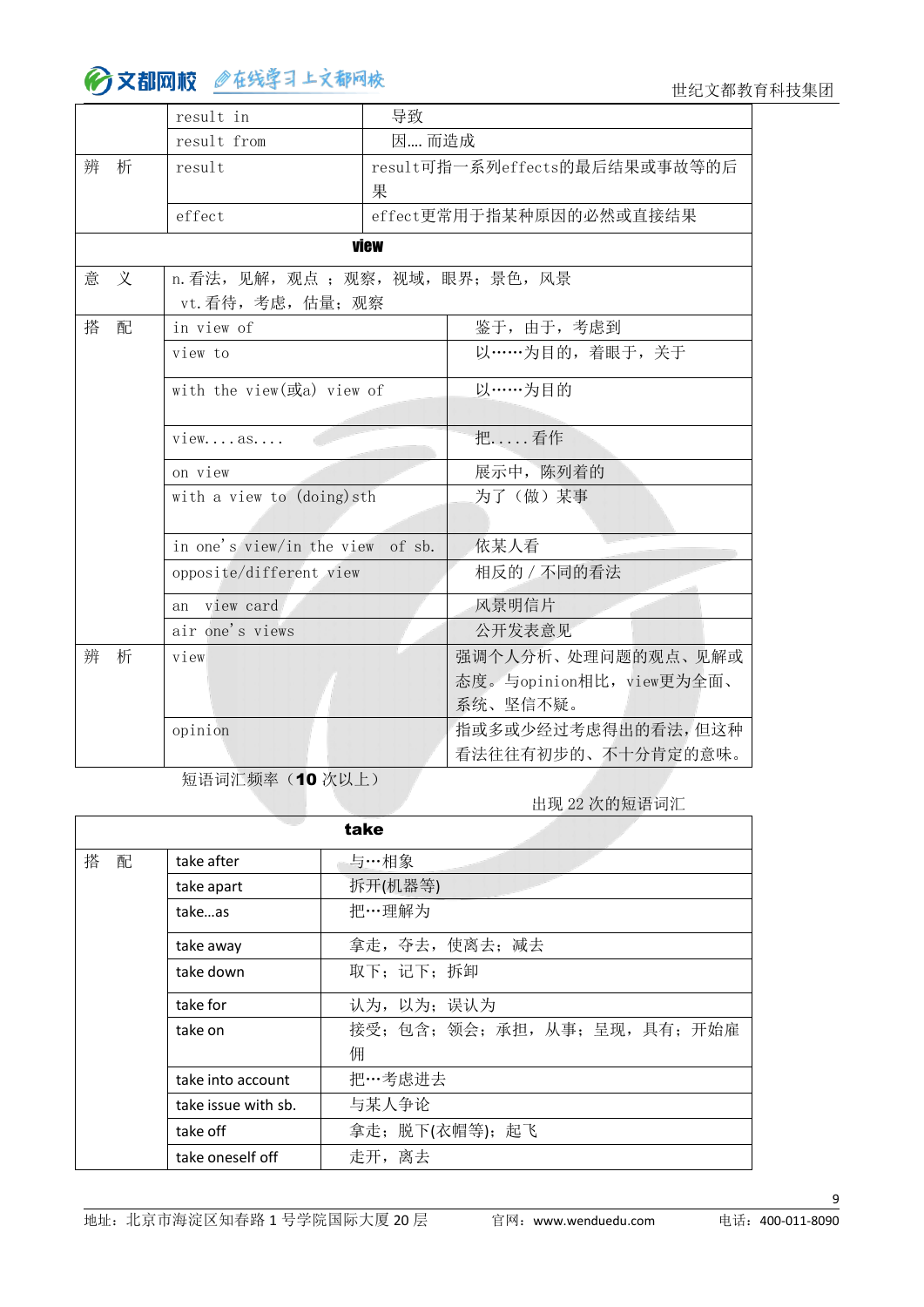| | | |
|---|---|---|
| | result in | 导致 |
| | result from | 因…. 而造成 |
| 辨　析 | result | result可指一系列effects的最后结果或事故等的后果 |
| | effect | effect更常用于指某种原因的必然或直接结果 |

| **view** | | |
|---|---|---|
| 意　义 | n.看法，见解，观点 ；观察，视域，眼界；景色，风景<br>vt.看待，考虑，估量；观察 | |
| 搭　配 | in view of | 鉴于，由于，考虑到 |
| | view to | 以……为目的，着眼于，关于 |
| | with the view(或a) view of | 以……为目的 |
| | view....as.... | 把.....看作 |
| | on view | 展示中，陈列着的 |
| | with a view to (doing)sth | 为了（做）某事 |
| | in one's view/in the view of sb. | 依某人看 |
| | opposite/different view | 相反的/不同的看法 |
| | an view card | 风景明信片 |
| | air one's views | 公开发表意见 |
| 辨　析 | view | 强调个人分析、处理问题的观点、见解或态度。与opinion相比，view更为全面、系统、坚信不疑。 |
| | opinion | 指或多或少经过考虑得出的看法，但这种看法往往有初步的、不十分肯定的意味。 |

短语词汇频率（**10** 次以上）

出现 22 次的短语词汇

| **take** | | |
|---|---|---|
| 搭　配 | take after | 与…相象 |
| | take apart | 拆开(机器等) |
| | take…as | 把…理解为 |
| | take away | 拿走，夺去，使离去；减去 |
| | take down | 取下；记下；拆卸 |
| | take for | 认为，以为；误认为 |
| | take on | 接受；包含；领会；承担，从事；呈现，具有；开始雇佣 |
| | take into account | 把…考虑进去 |
| | take issue with sb. | 与某人争论 |
| | take off | 拿走；脱下(衣帽等)；起飞 |
| | take oneself off | 走开，离去 |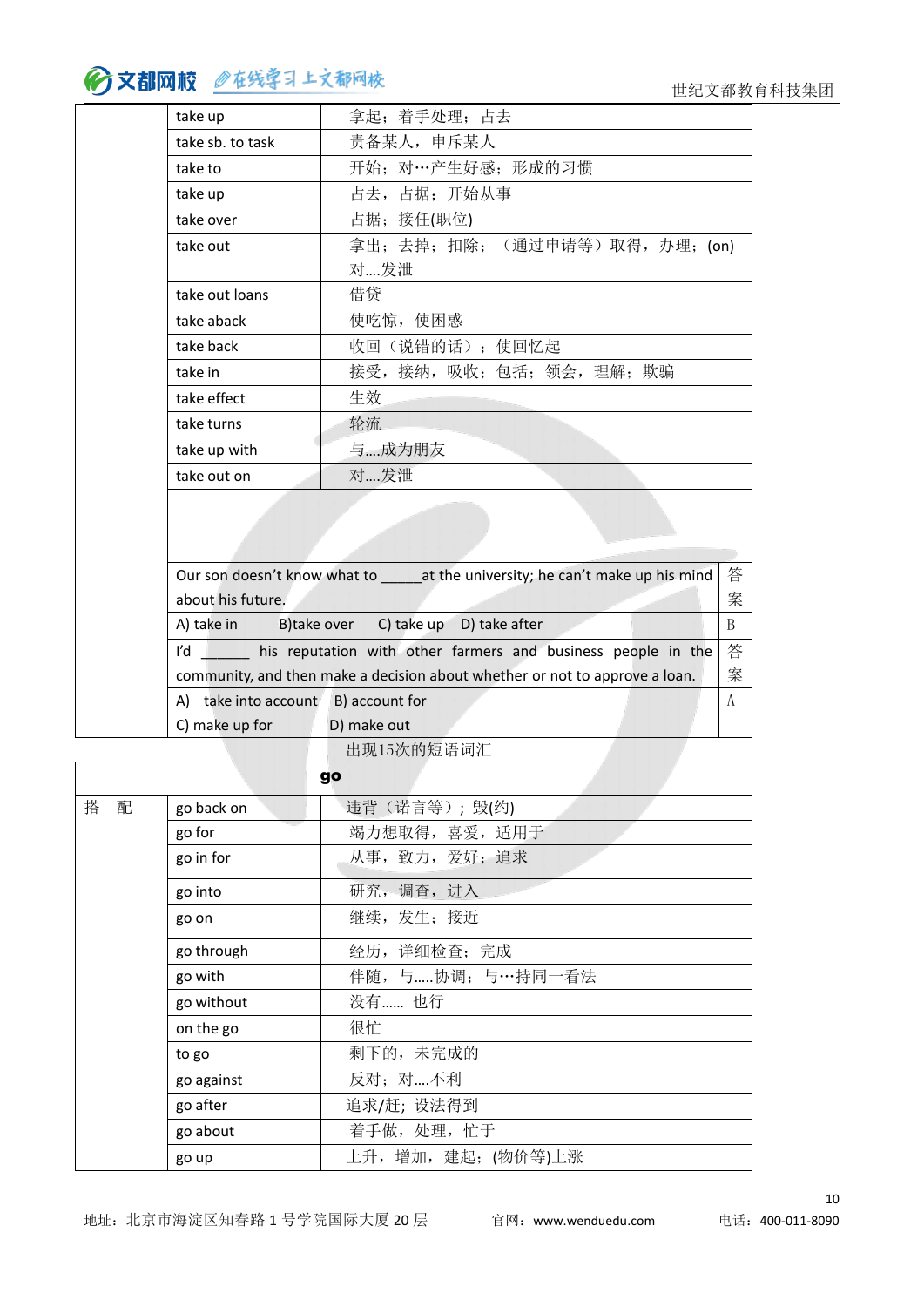| | | |
|---|---|---|
| | take up | 拿起；着手处理；占去 |
| | take sb. to task | 责备某人，申斥某人 |
| | take to | 开始；对…产生好感；形成的习惯 |
| | take up | 占去，占据；开始从事 |
| | take over | 占据；接任(职位) |
| | take out | 拿出；去掉；扣除；（通过申请等）取得，办理；(on) 对....发泄 |
| | take out loans | 借贷 |
| | take aback | 使吃惊，使困惑 |
| | take back | 收回（说错的话）；使回忆起 |
| | take in | 接受，接纳，吸收；包括；领会，理解；欺骗 |
| | take effect | 生效 |
| | take turns | 轮流 |
| | take up with | 与....成为朋友 |
| | take out on | 对....发泄 |

| 题目 | 答案 |
|---|---|
| Our son doesn't know what to _____at the university; he can't make up his mind about his future. | 答案 |
| A) take in B)take over C) take up D) take after | B |
| I'd ______ his reputation with other farmers and business people in the community, and then make a decision about whether or not to approve a loan. | 答案 |
| A) take into account B) account for<br>C) make up for D) make out | A |

出现15次的短语词汇

| | **go** | |
|---|---|---|
| 搭 配 | go back on | 违背（诺言等）；毁(约) |
| | go for | 竭力想取得，喜爱，适用于 |
| | go in for | 从事，致力，爱好；追求 |
| | go into | 研究，调查，进入 |
| | go on | 继续，发生；接近 |
| | go through | 经历，详细检查；完成 |
| | go with | 伴随，与.....协调；与…持同一看法 |
| | go without | 没有…… 也行 |
| | on the go | 很忙 |
| | to go | 剩下的，未完成的 |
| | go against | 反对；对....不利 |
| | go after | 追求/赶；设法得到 |
| | go about | 着手做，处理，忙于 |
| | go up | 上升，增加，建起；(物价等)上涨 |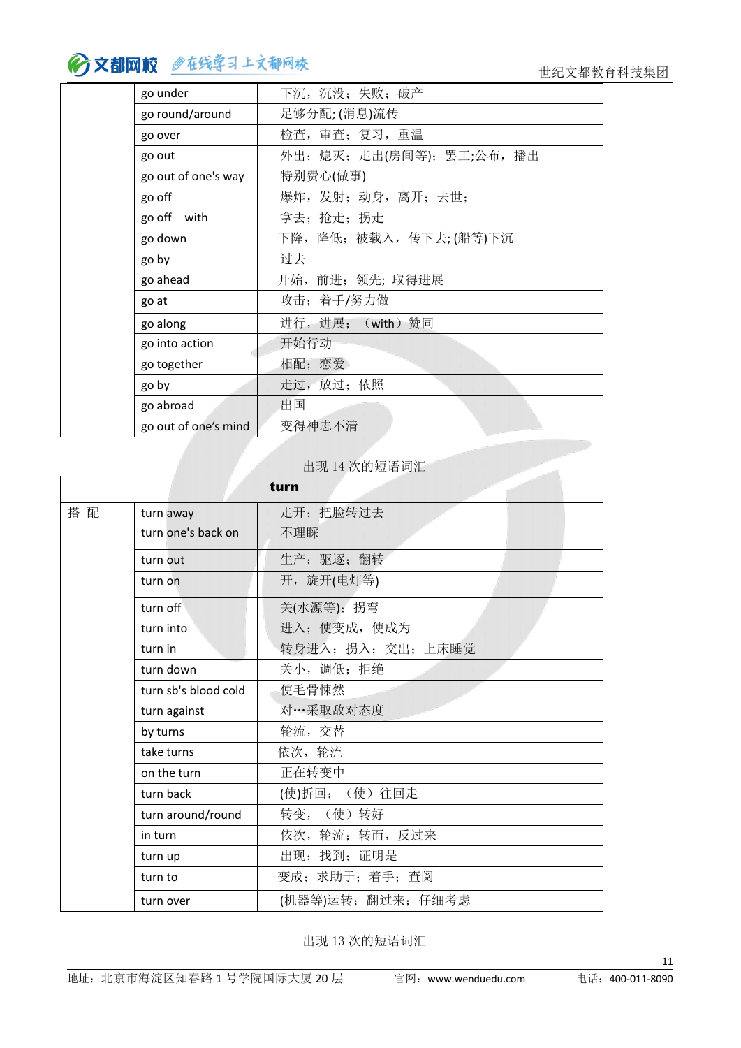| | | |
|---|---|---|
| | go under | 下沉，沉没；失败；破产 |
| | go round/around | 足够分配; (消息)流传 |
| | go over | 检查，审查；复习，重温 |
| | go out | 外出；熄灭；走出(房间等)；罢工;公布，播出 |
| | go out of one's way | 特别费心(做事) |
| | go off | 爆炸，发射；动身，离开；去世； |
| | go off with | 拿去；抢走；拐走 |
| | go down | 下降，降低；被载入，传下去; (船等)下沉 |
| | go by | 过去 |
| | go ahead | 开始，前进；领先; 取得进展 |
| | go at | 攻击；着手/努力做 |
| | go along | 进行，进展；（with）赞同 |
| | go into action | 开始行动 |
| | go together | 相配；恋爱 |
| | go by | 走过，放过；依照 |
| | go abroad | 出国 |
| | go out of one's mind | 变得神志不清 |

出现 14 次的短语词汇

| turn | | |
|---|---|---|
| 搭 配 | turn away | 走开；把脸转过去 |
| | turn one's back on | 不理睬 |
| | turn out | 生产；驱逐；翻转 |
| | turn on | 开，旋开(电灯等) |
| | turn off | 关(水源等)；拐弯 |
| | turn into | 进入；使变成，使成为 |
| | turn in | 转身进入；拐入；交出；上床睡觉 |
| | turn down | 关小，调低；拒绝 |
| | turn sb's blood cold | 使毛骨悚然 |
| | turn against | 对…采取敌对态度 |
| | by turns | 轮流，交替 |
| | take turns | 依次，轮流 |
| | on the turn | 正在转变中 |
| | turn back | (使)折回；（使）往回走 |
| | turn around/round | 转变，（使）转好 |
| | in turn | 依次，轮流；转而，反过来 |
| | turn up | 出现；找到；证明是 |
| | turn to | 变成；求助于；着手；查阅 |
| | turn over | (机器等)运转；翻过来；仔细考虑 |

出现 13 次的短语词汇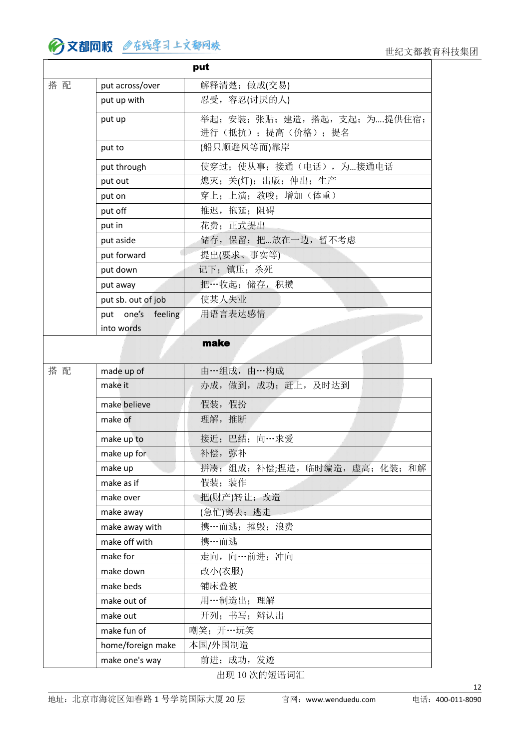| put | | |
|---|---|---|
| 搭 配 | put across/over | 解释清楚；做成(交易) |
| | put up with | 忍受，容忍(讨厌的人) |
| | put up | 举起；安装；张贴；建造，搭起，支起；为….提供住宿；进行（抵抗）；提高（价格）；提名 |
| | put to | (船只顺避风等而)靠岸 |
| | put through | 使穿过；使从事；接通（电话），为...接通电话 |
| | put out | 熄灭；关(灯)；出版；伸出；生产 |
| | put on | 穿上；上演；教唆；增加（体重） |
| | put off | 推迟，拖延；阻碍 |
| | put in | 花费；正式提出 |
| | put aside | 储存，保留；把...放在一边，暂不考虑 |
| | put forward | 提出(要求、事实等) |
| | put down | 记下；镇压；杀死 |
| | put away | 把…收起；储存，积攒 |
| | put sb. out of job | 使某人失业 |
| | put one's feeling into words | 用语言表达感情 |

| make | | |
|---|---|---|
| 搭 配 | made up of | 由…组成，由…构成 |
| | make it | 办成，做到，成功；赶上，及时达到 |
| | make believe | 假装，假扮 |
| | make of | 理解，推断 |
| | make up to | 接近；巴结；向…求爱 |
| | make up for | 补偿，弥补 |
| | make up | 拼凑；组成；补偿;捏造，临时编造，虚高；化装；和解 |
| | make as if | 假装；装作 |
| | make over | 把(财产)转让；改造 |
| | make away | (急忙)离去；逃走 |
| | make away with | 携…而逃；摧毁；浪费 |
| | make off with | 携…而逃 |
| | make for | 走向，向…前进；冲向 |
| | make down | 改小(衣服) |
| | make beds | 铺床叠被 |
| | make out of | 用…制造出；理解 |
| | make out | 开列；书写；辩认出 |
| | make fun of | 嘲笑；开…玩笑 |
| | home/foreign make | 本国/外国制造 |
| | make one's way | 前进；成功，发迹 |

出现 10 次的短语词汇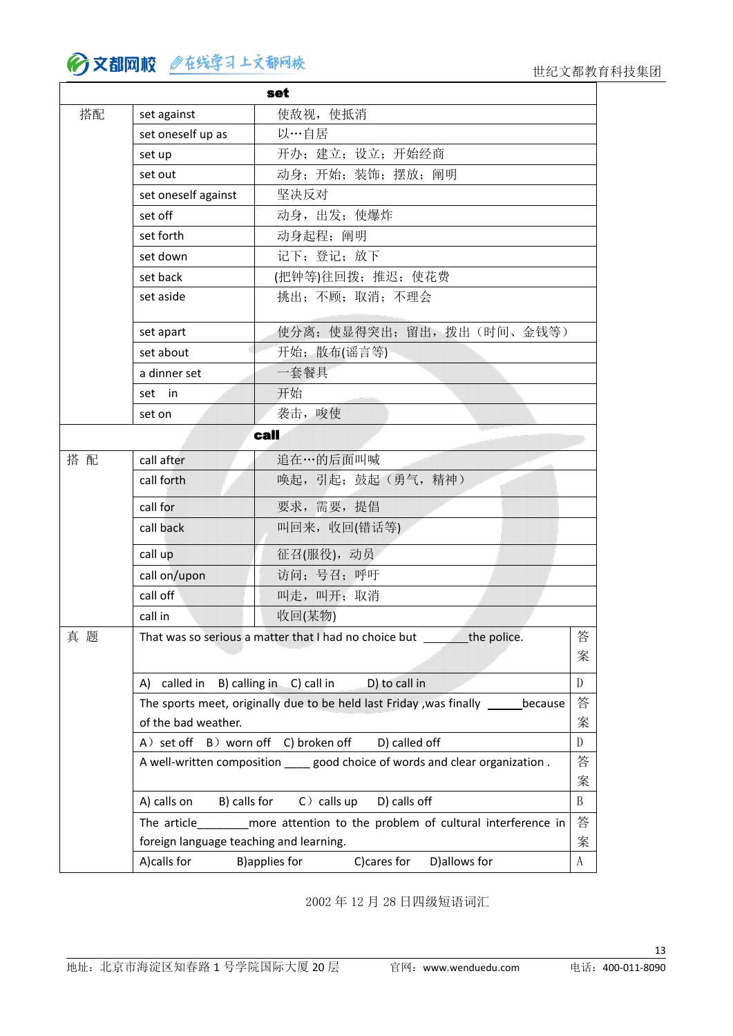| set | | | |
|---|---|---|---|
| 搭配 | set against | 使敌视，使抵消 | |
| | set oneself up as | 以…自居 | |
| | set up | 开办；建立；设立；开始经商 | |
| | set out | 动身；开始；装饰；摆放；阐明 | |
| | set oneself against | 坚决反对 | |
| | set off | 动身，出发；使爆炸 | |
| | set forth | 动身起程；阐明 | |
| | set down | 记下；登记；放下 | |
| | set back | (把钟等)往回拨；推迟；使花费 | |
| | set aside | 挑出；不顾；取消；不理会 | |
| | set apart | 使分离；使显得突出；留出，拨出（时间、金钱等） | |
| | set about | 开始；散布(谣言等) | |
| | a dinner set | 一套餐具 | |
| | set in | 开始 | |
| | set on | 袭击，唆使 | |
| call | | | |
| 搭配 | call after | 追在…的后面叫喊 | |
| | call forth | 唤起，引起；鼓起（勇气，精神） | |
| | call for | 要求，需要，提倡 | |
| | call back | 叫回来，收回(错话等) | |
| | call up | 征召(服役)，动员 | |
| | call on/upon | 访问；号召；呼吁 | |
| | call off | 叫走，叫开；取消 | |
| | call in | 收回(某物) | |
| 真题 | That was so serious a matter that I had no choice but \_\_\_\_\_\_the police. | | 答案 |
| | A) called in B) calling in C) call in D) to call in | | D |
| | The sports meet, originally due to be held last Friday ,was finally \_\_\_\_\_because of the bad weather. | | 答案 |
| | A）set off B）worn off C) broken off D) called off | | D |
| | A well-written composition \_\_\_\_ good choice of words and clear organization . | | 答案 |
| | A) calls on B) calls for C）calls up D) calls off | | B |
| | The article\_\_\_\_\_\_\_\_more attention to the problem of cultural interference in foreign language teaching and learning. | | 答案 |
| | A)calls for B)applies for C)cares for D)allows for | | A |

2002 年 12 月 28 日四级短语词汇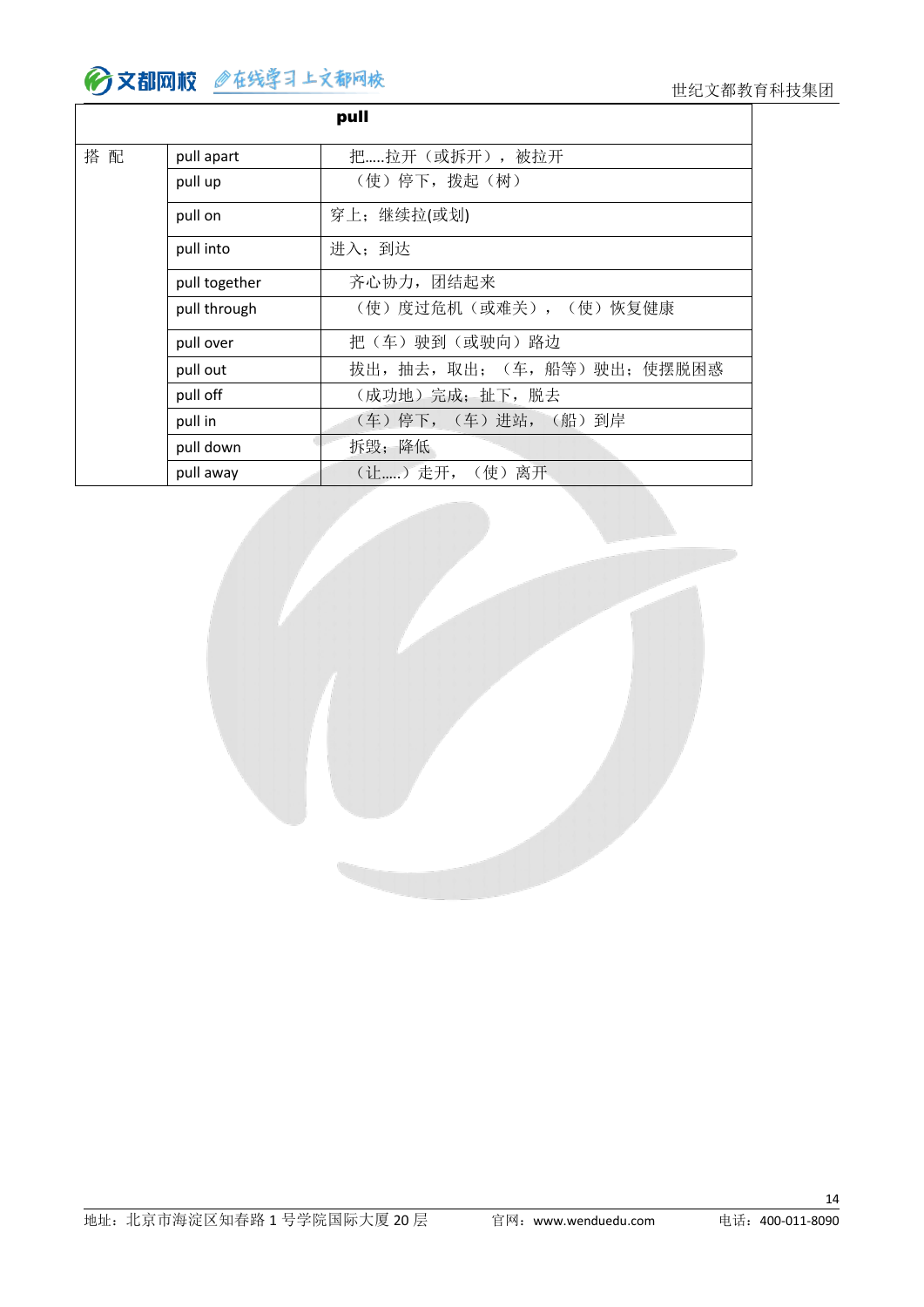| pull | | |
| --- | --- | --- |
| 搭 配 | pull apart | 把…..拉开（或拆开），被拉开 |
| | pull up | （使）停下，拨起（树） |
| | pull on | 穿上；继续拉(或划) |
| | pull into | 进入；到达 |
| | pull together | 齐心协力，团结起来 |
| | pull through | （使）度过危机（或难关），（使）恢复健康 |
| | pull over | 把（车）驶到（或驶向）路边 |
| | pull out | 拔出，抽去，取出；（车，船等）驶出；使摆脱困惑 |
| | pull off | （成功地）完成；扯下，脱去 |
| | pull in | （车）停下，（车）进站，（船）到岸 |
| | pull down | 拆毁；降低 |
| | pull away | （让…..）走开，（使）离开 |